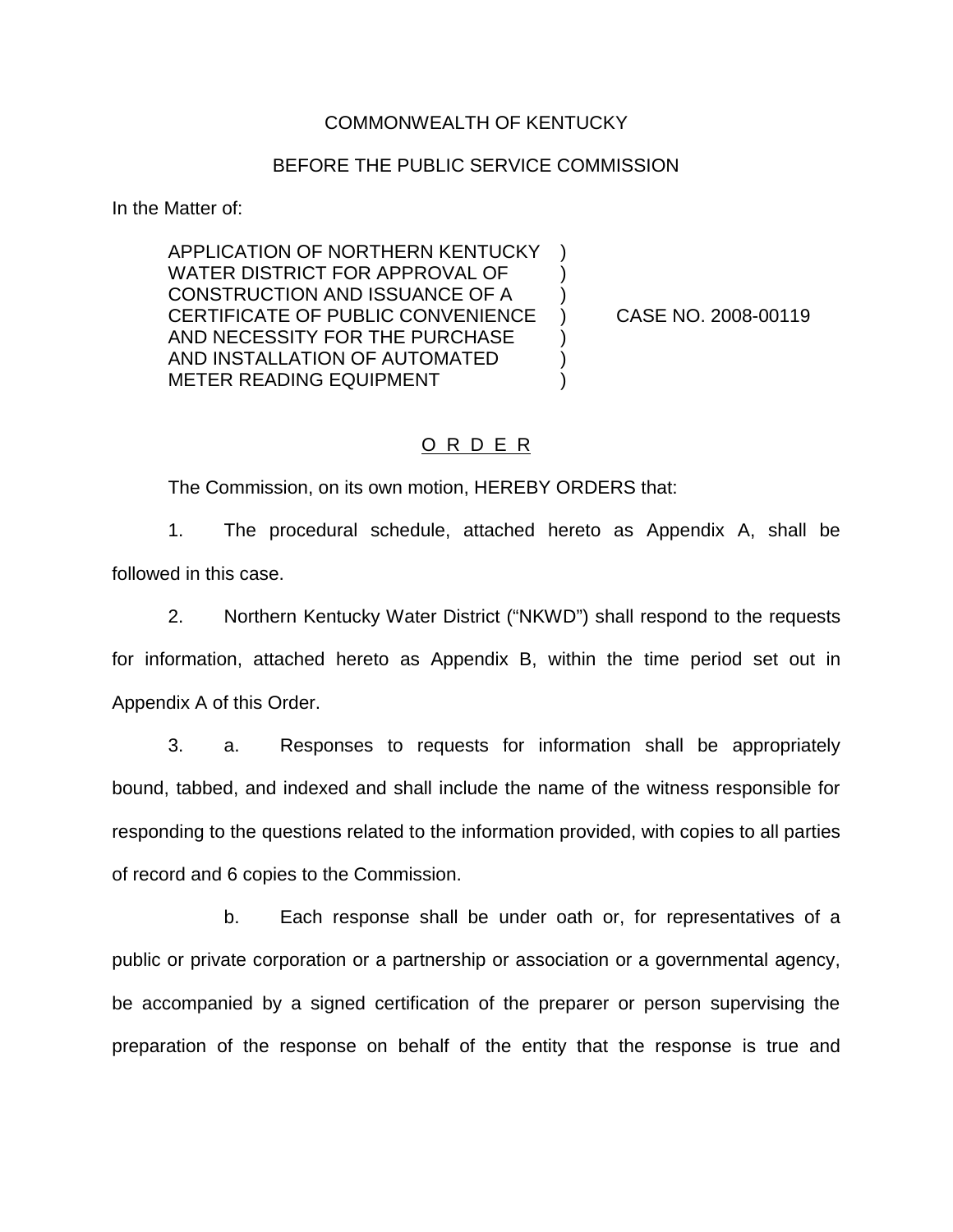COMMONWEALTH OF KENTUCKY

BEFORE THE PUBLIC SERVICE COMMISSION

In the Matter of:

| | | |
|---|---|---|
| APPLICATION OF NORTHERN KENTUCKY WATER DISTRICT FOR APPROVAL OF CONSTRUCTION AND ISSUANCE OF A CERTIFICATE OF PUBLIC CONVENIENCE AND NECESSITY FOR THE PURCHASE AND INSTALLATION OF AUTOMATED METER READING EQUIPMENT | ) | CASE NO. 2008-00119 |

# O R D E R

The Commission, on its own motion, HEREBY ORDERS that:

1. The procedural schedule, attached hereto as Appendix A, shall be followed in this case.

2. Northern Kentucky Water District ("NKWD") shall respond to the requests for information, attached hereto as Appendix B, within the time period set out in Appendix A of this Order.

3. a. Responses to requests for information shall be appropriately bound, tabbed, and indexed and shall include the name of the witness responsible for responding to the questions related to the information provided, with copies to all parties of record and 6 copies to the Commission.

b. Each response shall be under oath or, for representatives of a public or private corporation or a partnership or association or a governmental agency, be accompanied by a signed certification of the preparer or person supervising the preparation of the response on behalf of the entity that the response is true and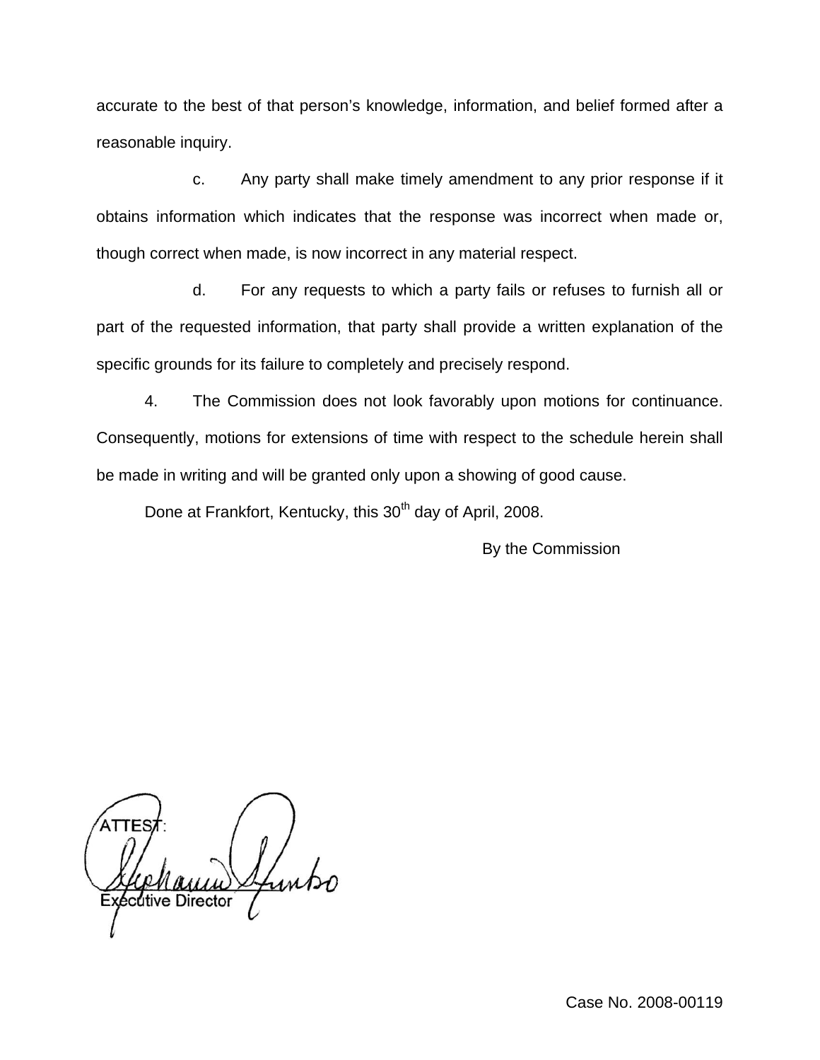accurate to the best of that person's knowledge, information, and belief formed after a reasonable inquiry.

c. Any party shall make timely amendment to any prior response if it obtains information which indicates that the response was incorrect when made or, though correct when made, is now incorrect in any material respect.

d. For any requests to which a party fails or refuses to furnish all or part of the requested information, that party shall provide a written explanation of the specific grounds for its failure to completely and precisely respond.

4. The Commission does not look favorably upon motions for continuance. Consequently, motions for extensions of time with respect to the schedule herein shall be made in writing and will be granted only upon a showing of good cause.

Done at Frankfort, Kentucky, this 30th day of April, 2008.

By the Commission

ATTEST:

Executive Director

Case No. 2008-00119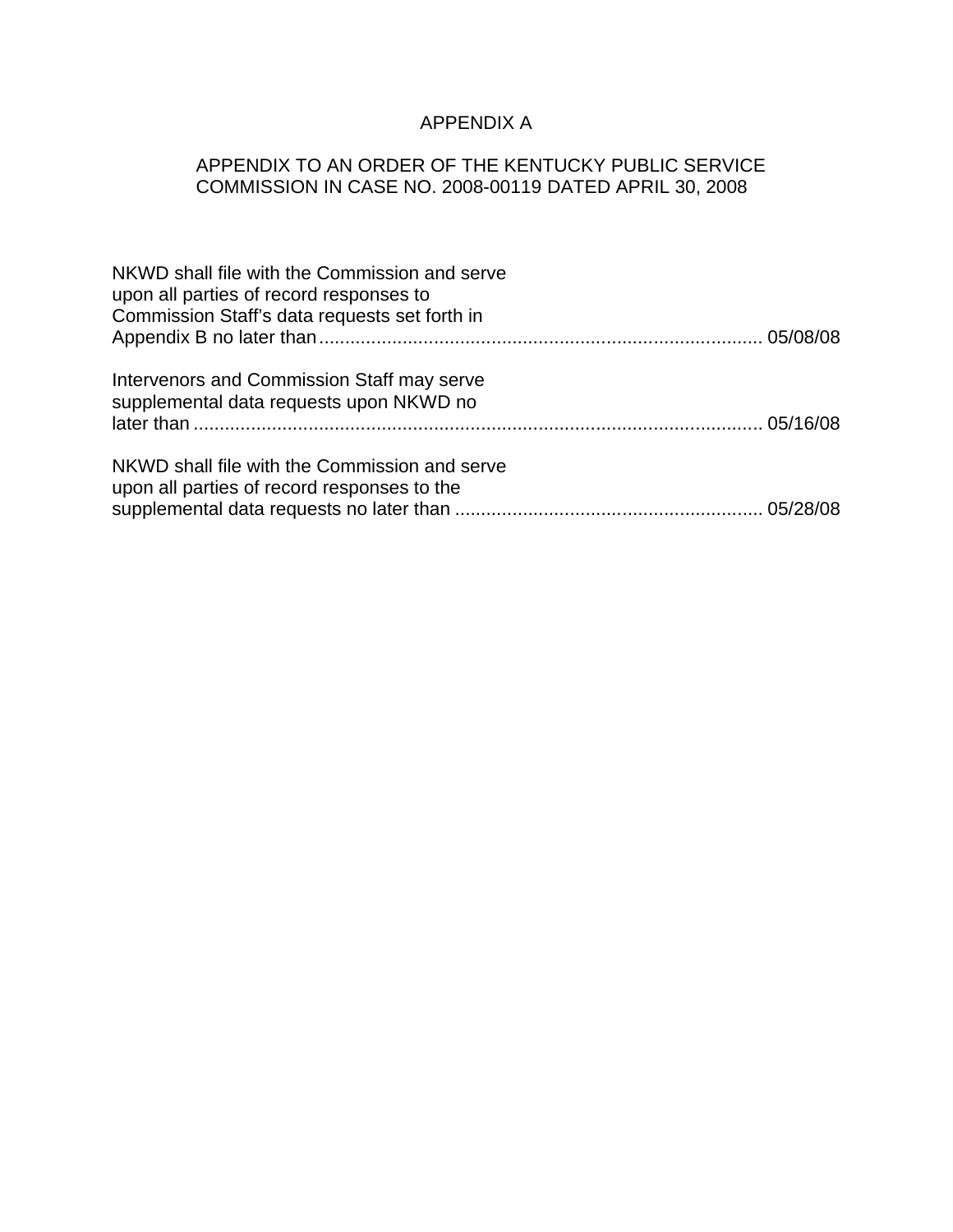# APPENDIX A

## APPENDIX TO AN ORDER OF THE KENTUCKY PUBLIC SERVICE COMMISSION IN CASE NO. 2008-00119 DATED APRIL 30, 2008

NKWD shall file with the Commission and serve upon all parties of record responses to Commission Staff's data requests set forth in Appendix B no later than.................................................................................... 05/08/08

Intervenors and Commission Staff may serve supplemental data requests upon NKWD no later than ............................................................................................................ 05/16/08

NKWD shall file with the Commission and serve upon all parties of record responses to the supplemental data requests no later than .......................................................... 05/28/08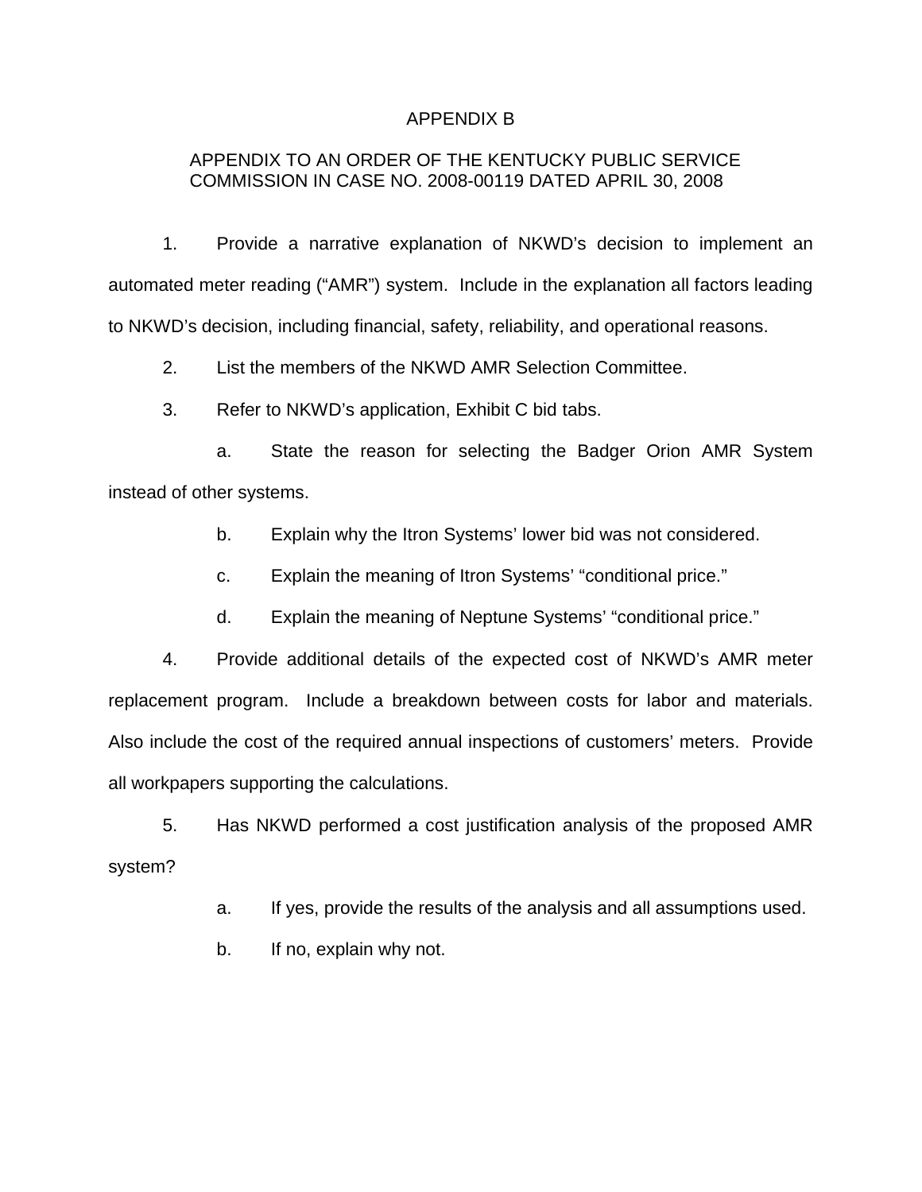# APPENDIX B

## APPENDIX TO AN ORDER OF THE KENTUCKY PUBLIC SERVICE COMMISSION IN CASE NO. 2008-00119 DATED APRIL 30, 2008

1. Provide a narrative explanation of NKWD's decision to implement an automated meter reading ("AMR") system. Include in the explanation all factors leading to NKWD's decision, including financial, safety, reliability, and operational reasons.

2. List the members of the NKWD AMR Selection Committee.

3. Refer to NKWD's application, Exhibit C bid tabs.

   a. State the reason for selecting the Badger Orion AMR System instead of other systems.

   b. Explain why the Itron Systems' lower bid was not considered.

   c. Explain the meaning of Itron Systems' "conditional price."

   d. Explain the meaning of Neptune Systems' "conditional price."

4. Provide additional details of the expected cost of NKWD's AMR meter replacement program. Include a breakdown between costs for labor and materials. Also include the cost of the required annual inspections of customers' meters. Provide all workpapers supporting the calculations.

5. Has NKWD performed a cost justification analysis of the proposed AMR system?

   a. If yes, provide the results of the analysis and all assumptions used.

   b. If no, explain why not.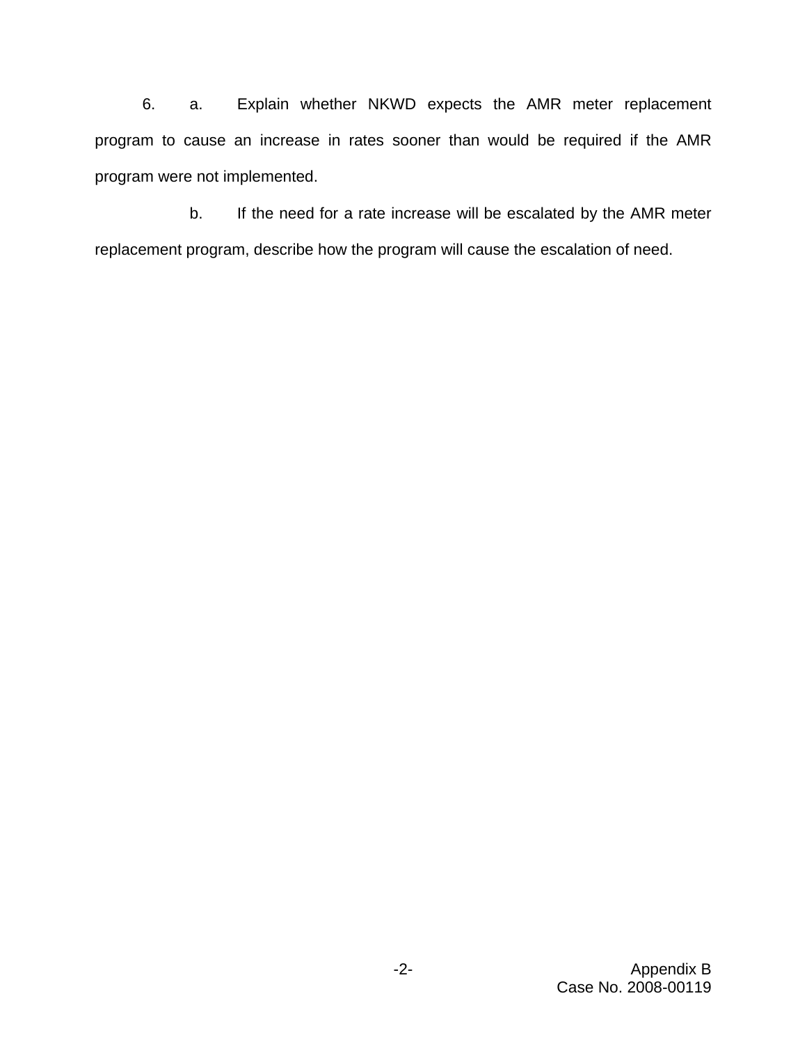6. a. Explain whether NKWD expects the AMR meter replacement program to cause an increase in rates sooner than would be required if the AMR program were not implemented.

b. If the need for a rate increase will be escalated by the AMR meter replacement program, describe how the program will cause the escalation of need.